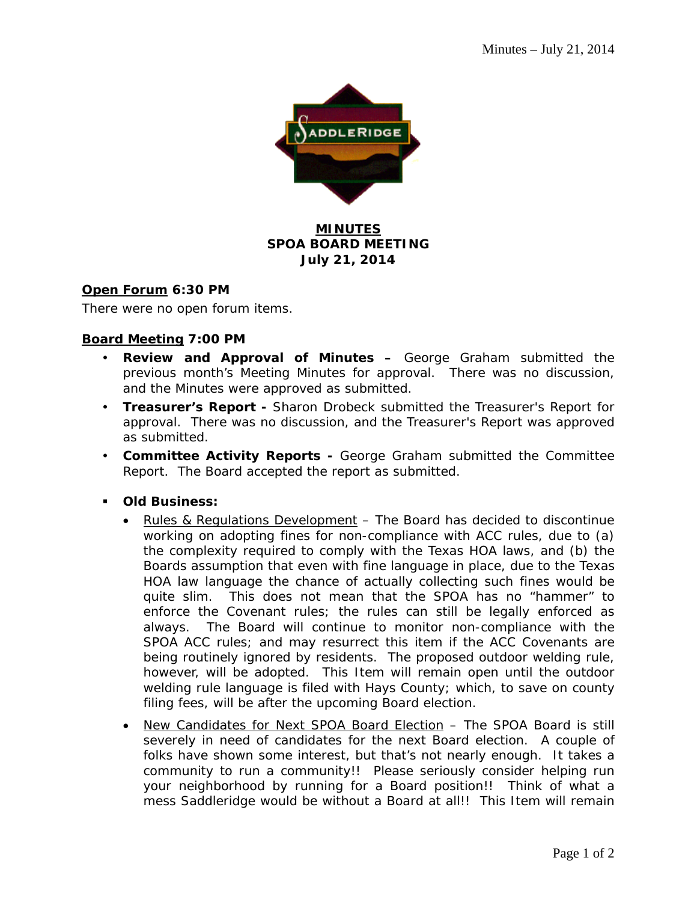# MINUTES
## SPOA BOARD MEETING
### July 21, 2014

**Open Forum 6:30 PM**

There were no open forum items.

**Board Meeting 7:00 PM**

- **Review and Approval of Minutes –** George Graham submitted the previous month's Meeting Minutes for approval. There was no discussion, and the Minutes were approved as submitted.
- **Treasurer's Report -** Sharon Drobeck submitted the Treasurer's Report for approval. There was no discussion, and the Treasurer's Report was approved as submitted.
- **Committee Activity Reports -** George Graham submitted the Committee Report. The Board accepted the report as submitted.

- **Old Business:**
  - Rules & Regulations Development – The Board has decided to discontinue working on adopting fines for non-compliance with ACC rules, due to (a) the complexity required to comply with the Texas HOA laws, and (b) the Boards assumption that even with fine language in place, due to the Texas HOA law language the chance of actually collecting such fines would be quite slim. This does not mean that the SPOA has no "hammer" to enforce the Covenant rules; the rules can still be legally enforced as always. The Board will continue to monitor non-compliance with the SPOA ACC rules; and may resurrect this item if the ACC Covenants are being routinely ignored by residents. The proposed outdoor welding rule, however, will be adopted. This Item will remain open until the outdoor welding rule language is filed with Hays County; which, to save on county filing fees, will be after the upcoming Board election.
  - New Candidates for Next SPOA Board Election – The SPOA Board is still severely in need of candidates for the next Board election. A couple of folks have shown some interest, but that's not nearly enough. It takes a community to run a community!! Please seriously consider helping run your neighborhood by running for a Board position!! Think of what a mess Saddleridge would be without a Board at all!! This Item will remain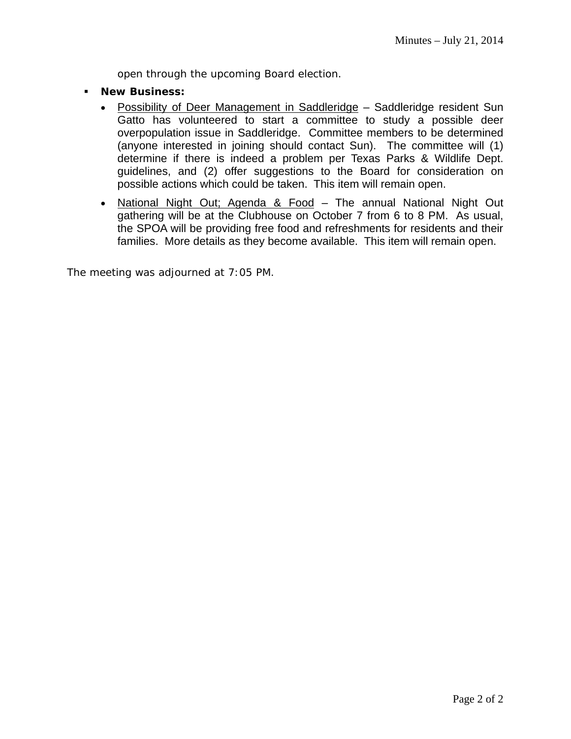open through the upcoming Board election.

- **New Business:**
  - Possibility of Deer Management in Saddleridge – Saddleridge resident Sun Gatto has volunteered to start a committee to study a possible deer overpopulation issue in Saddleridge. Committee members to be determined (anyone interested in joining should contact Sun). The committee will (1) determine if there is indeed a problem per Texas Parks & Wildlife Dept. guidelines, and (2) offer suggestions to the Board for consideration on possible actions which could be taken. This item will remain open.
  - National Night Out; Agenda & Food – The annual National Night Out gathering will be at the Clubhouse on October 7 from 6 to 8 PM. As usual, the SPOA will be providing free food and refreshments for residents and their families. More details as they become available. This item will remain open.

The meeting was adjourned at 7:05 PM.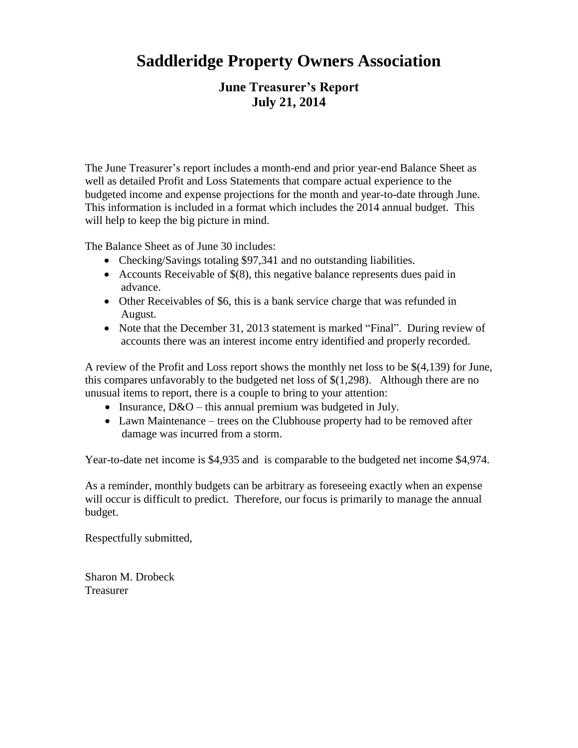# Saddleridge Property Owners Association

## June Treasurer's Report
## July 21, 2014

The June Treasurer's report includes a month-end and prior year-end Balance Sheet as well as detailed Profit and Loss Statements that compare actual experience to the budgeted income and expense projections for the month and year-to-date through June. This information is included in a format which includes the 2014 annual budget. This will help to keep the big picture in mind.

The Balance Sheet as of June 30 includes:

- Checking/Savings totaling $97,341 and no outstanding liabilities.
- Accounts Receivable of $(8), this negative balance represents dues paid in advance.
- Other Receivables of $6, this is a bank service charge that was refunded in August.
- Note that the December 31, 2013 statement is marked "Final". During review of accounts there was an interest income entry identified and properly recorded.

A review of the Profit and Loss report shows the monthly net loss to be $(4,139) for June, this compares unfavorably to the budgeted net loss of $(1,298). Although there are no unusual items to report, there is a couple to bring to your attention:

- Insurance, D&O – this annual premium was budgeted in July.
- Lawn Maintenance – trees on the Clubhouse property had to be removed after damage was incurred from a storm.

Year-to-date net income is $4,935 and is comparable to the budgeted net income $4,974.

As a reminder, monthly budgets can be arbitrary as foreseeing exactly when an expense will occur is difficult to predict. Therefore, our focus is primarily to manage the annual budget.

Respectfully submitted,

Sharon M. Drobeck
Treasurer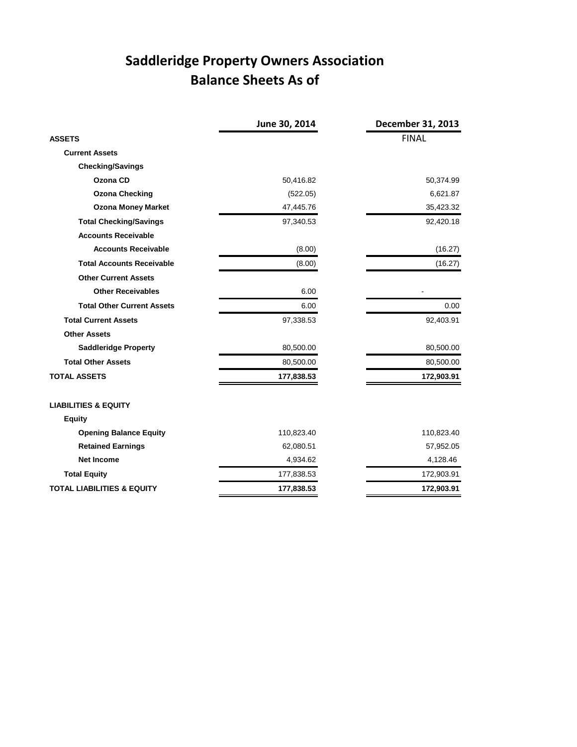# Saddleridge Property Owners Association
## Balance Sheets As of

| | June 30, 2014 | December 31, 2013 |
|---|---|---|
| **ASSETS** | | FINAL |
| **Current Assets** | | |
| **Checking/Savings** | | |
| **Ozona CD** | 50,416.82 | 50,374.99 |
| **Ozona Checking** | (522.05) | 6,621.87 |
| **Ozona Money Market** | 47,445.76 | 35,423.32 |
| **Total Checking/Savings** | 97,340.53 | 92,420.18 |
| **Accounts Receivable** | | |
| **Accounts Receivable** | (8.00) | (16.27) |
| **Total Accounts Receivable** | (8.00) | (16.27) |
| **Other Current Assets** | | |
| **Other Receivables** | 6.00 | - |
| **Total Other Current Assets** | 6.00 | 0.00 |
| **Total Current Assets** | 97,338.53 | 92,403.91 |
| **Other Assets** | | |
| **Saddleridge Property** | 80,500.00 | 80,500.00 |
| **Total Other Assets** | 80,500.00 | 80,500.00 |
| **TOTAL ASSETS** | **177,838.53** | **172,903.91** |
| | | |
| **LIABILITIES & EQUITY** | | |
| **Equity** | | |
| **Opening Balance Equity** | 110,823.40 | 110,823.40 |
| **Retained Earnings** | 62,080.51 | 57,952.05 |
| **Net Income** | 4,934.62 | 4,128.46 |
| **Total Equity** | 177,838.53 | 172,903.91 |
| **TOTAL LIABILITIES & EQUITY** | **177,838.53** | **172,903.91** |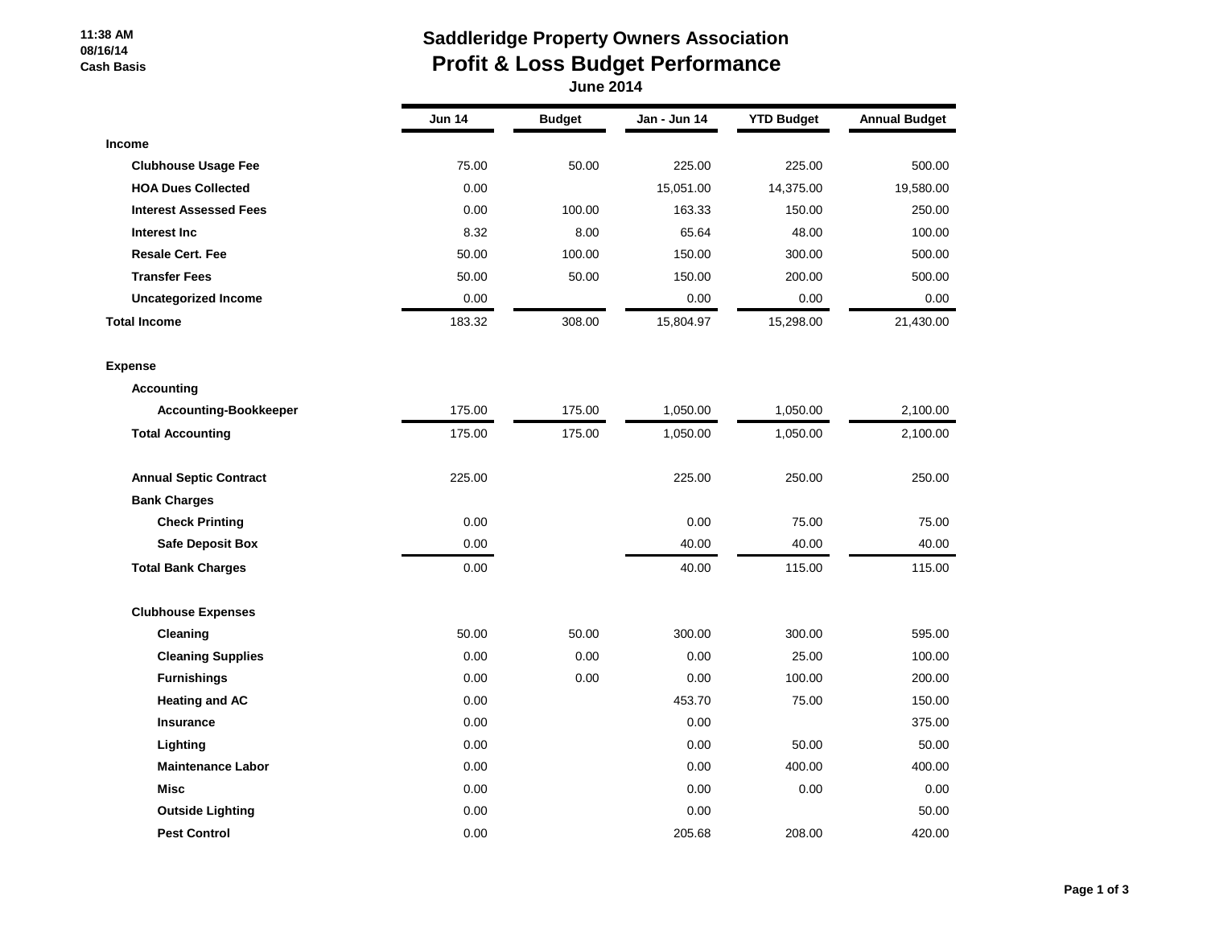11:38 AM
08/16/14
Cash Basis

# Saddleridge Property Owners Association
## Profit & Loss Budget Performance
### June 2014

| | Jun 14 | Budget | Jan - Jun 14 | YTD Budget | Annual Budget |
|---|---|---|---|---|---|
| **Income** | | | | | |
| **Clubhouse Usage Fee** | 75.00 | 50.00 | 225.00 | 225.00 | 500.00 |
| **HOA Dues Collected** | 0.00 | | 15,051.00 | 14,375.00 | 19,580.00 |
| **Interest Assessed Fees** | 0.00 | 100.00 | 163.33 | 150.00 | 250.00 |
| **Interest Inc** | 8.32 | 8.00 | 65.64 | 48.00 | 100.00 |
| **Resale Cert. Fee** | 50.00 | 100.00 | 150.00 | 300.00 | 500.00 |
| **Transfer Fees** | 50.00 | 50.00 | 150.00 | 200.00 | 500.00 |
| **Uncategorized Income** | 0.00 | | 0.00 | 0.00 | 0.00 |
| **Total Income** | 183.32 | 308.00 | 15,804.97 | 15,298.00 | 21,430.00 |
| **Expense** | | | | | |
| **Accounting** | | | | | |
| **Accounting-Bookkeeper** | 175.00 | 175.00 | 1,050.00 | 1,050.00 | 2,100.00 |
| **Total Accounting** | 175.00 | 175.00 | 1,050.00 | 1,050.00 | 2,100.00 |
| **Annual Septic Contract** | 225.00 | | 225.00 | 250.00 | 250.00 |
| **Bank Charges** | | | | | |
| **Check Printing** | 0.00 | | 0.00 | 75.00 | 75.00 |
| **Safe Deposit Box** | 0.00 | | 40.00 | 40.00 | 40.00 |
| **Total Bank Charges** | 0.00 | | 40.00 | 115.00 | 115.00 |
| **Clubhouse Expenses** | | | | | |
| **Cleaning** | 50.00 | 50.00 | 300.00 | 300.00 | 595.00 |
| **Cleaning Supplies** | 0.00 | 0.00 | 0.00 | 25.00 | 100.00 |
| **Furnishings** | 0.00 | 0.00 | 0.00 | 100.00 | 200.00 |
| **Heating and AC** | 0.00 | | 453.70 | 75.00 | 150.00 |
| **Insurance** | 0.00 | | 0.00 | | 375.00 |
| **Lighting** | 0.00 | | 0.00 | 50.00 | 50.00 |
| **Maintenance Labor** | 0.00 | | 0.00 | 400.00 | 400.00 |
| **Misc** | 0.00 | | 0.00 | 0.00 | 0.00 |
| **Outside Lighting** | 0.00 | | 0.00 | | 50.00 |
| **Pest Control** | 0.00 | | 205.68 | 208.00 | 420.00 |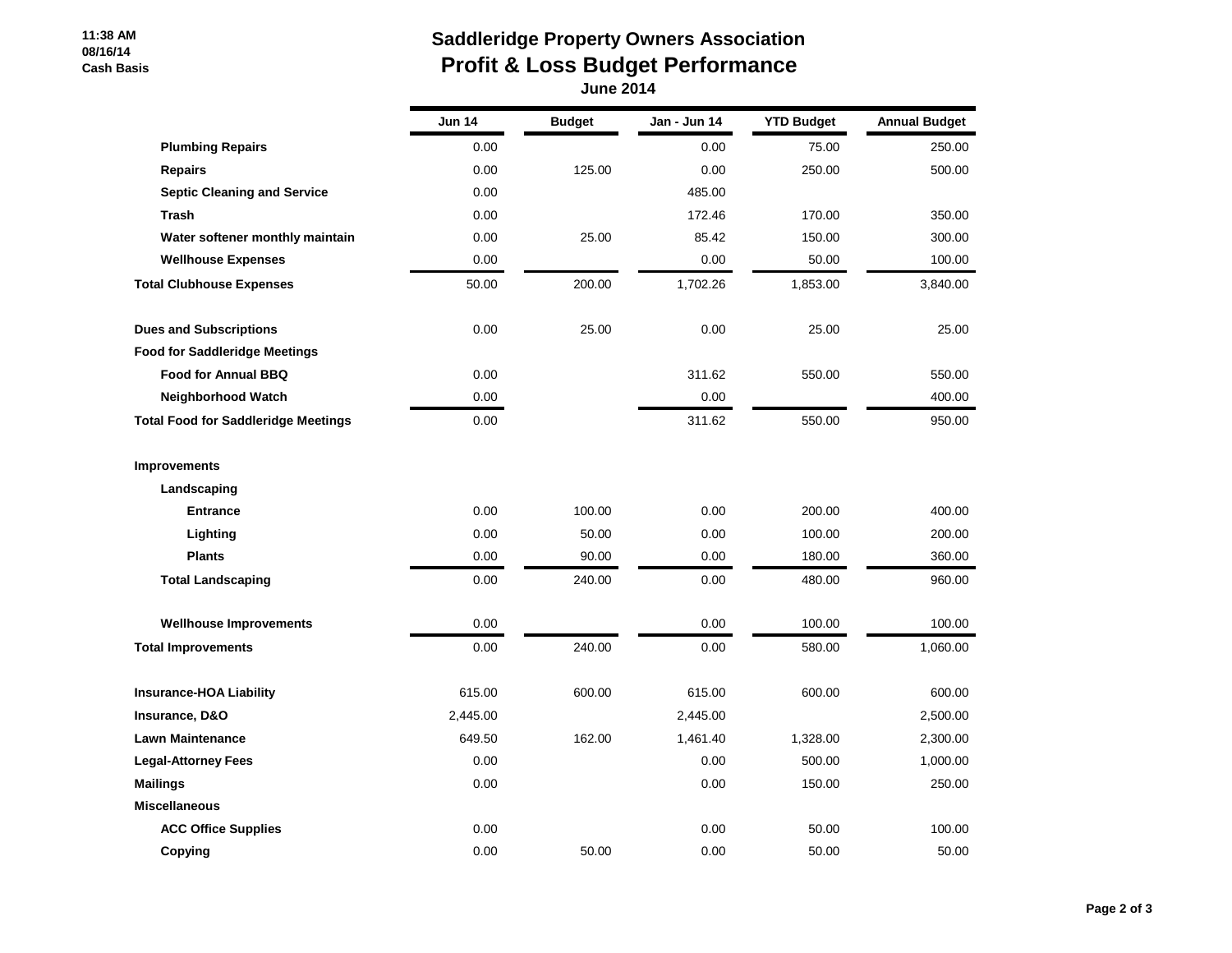11:38 AM
08/16/14
Cash Basis

# Saddleridge Property Owners Association
## Profit & Loss Budget Performance
### June 2014

| | Jun 14 | Budget | Jan - Jun 14 | YTD Budget | Annual Budget |
|---|---|---|---|---|---|
| **Plumbing Repairs** | 0.00 | | 0.00 | 75.00 | 250.00 |
| **Repairs** | 0.00 | 125.00 | 0.00 | 250.00 | 500.00 |
| **Septic Cleaning and Service** | 0.00 | | 485.00 | | |
| **Trash** | 0.00 | | 172.46 | 170.00 | 350.00 |
| **Water softener monthly maintain** | 0.00 | 25.00 | 85.42 | 150.00 | 300.00 |
| **Wellhouse Expenses** | 0.00 | | 0.00 | 50.00 | 100.00 |
| **Total Clubhouse Expenses** | 50.00 | 200.00 | 1,702.26 | 1,853.00 | 3,840.00 |
| **Dues and Subscriptions** | 0.00 | 25.00 | 0.00 | 25.00 | 25.00 |
| **Food for Saddleridge Meetings** | | | | | |
| **Food for Annual BBQ** | 0.00 | | 311.62 | 550.00 | 550.00 |
| **Neighborhood Watch** | 0.00 | | 0.00 | | 400.00 |
| **Total Food for Saddleridge Meetings** | 0.00 | | 311.62 | 550.00 | 950.00 |
| **Improvements** | | | | | |
| **Landscaping** | | | | | |
| **Entrance** | 0.00 | 100.00 | 0.00 | 200.00 | 400.00 |
| **Lighting** | 0.00 | 50.00 | 0.00 | 100.00 | 200.00 |
| **Plants** | 0.00 | 90.00 | 0.00 | 180.00 | 360.00 |
| **Total Landscaping** | 0.00 | 240.00 | 0.00 | 480.00 | 960.00 |
| **Wellhouse Improvements** | 0.00 | | 0.00 | 100.00 | 100.00 |
| **Total Improvements** | 0.00 | 240.00 | 0.00 | 580.00 | 1,060.00 |
| **Insurance-HOA Liability** | 615.00 | 600.00 | 615.00 | 600.00 | 600.00 |
| **Insurance, D&O** | 2,445.00 | | 2,445.00 | | 2,500.00 |
| **Lawn Maintenance** | 649.50 | 162.00 | 1,461.40 | 1,328.00 | 2,300.00 |
| **Legal-Attorney Fees** | 0.00 | | 0.00 | 500.00 | 1,000.00 |
| **Mailings** | 0.00 | | 0.00 | 150.00 | 250.00 |
| **Miscellaneous** | | | | | |
| **ACC Office Supplies** | 0.00 | | 0.00 | 50.00 | 100.00 |
| **Copying** | 0.00 | 50.00 | 0.00 | 50.00 | 50.00 |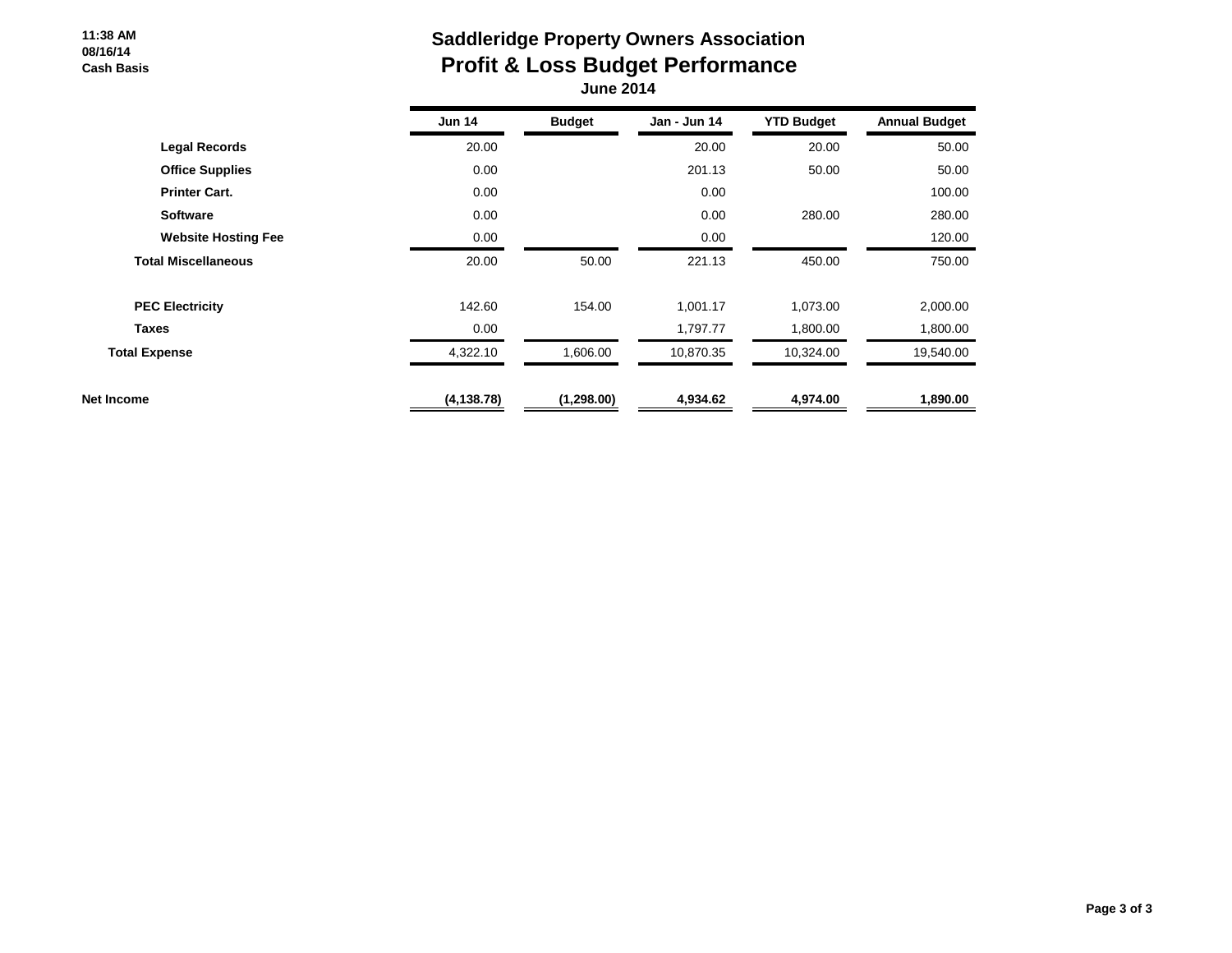**11:38 AM**
**08/16/14**
**Cash Basis**

# Saddleridge Property Owners Association
## Profit & Loss Budget Performance
### June 2014

| | Jun 14 | Budget | Jan - Jun 14 | YTD Budget | Annual Budget |
|---|---|---|---|---|---|
| **Legal Records** | 20.00 | | 20.00 | 20.00 | 50.00 |
| **Office Supplies** | 0.00 | | 201.13 | 50.00 | 50.00 |
| **Printer Cart.** | 0.00 | | 0.00 | | 100.00 |
| **Software** | 0.00 | | 0.00 | 280.00 | 280.00 |
| **Website Hosting Fee** | 0.00 | | 0.00 | | 120.00 |
| **Total Miscellaneous** | 20.00 | 50.00 | 221.13 | 450.00 | 750.00 |
| **PEC Electricity** | 142.60 | 154.00 | 1,001.17 | 1,073.00 | 2,000.00 |
| **Taxes** | 0.00 | | 1,797.77 | 1,800.00 | 1,800.00 |
| **Total Expense** | 4,322.10 | 1,606.00 | 10,870.35 | 10,324.00 | 19,540.00 |
| **Net Income** | **(4,138.78)** | **(1,298.00)** | **4,934.62** | **4,974.00** | **1,890.00** |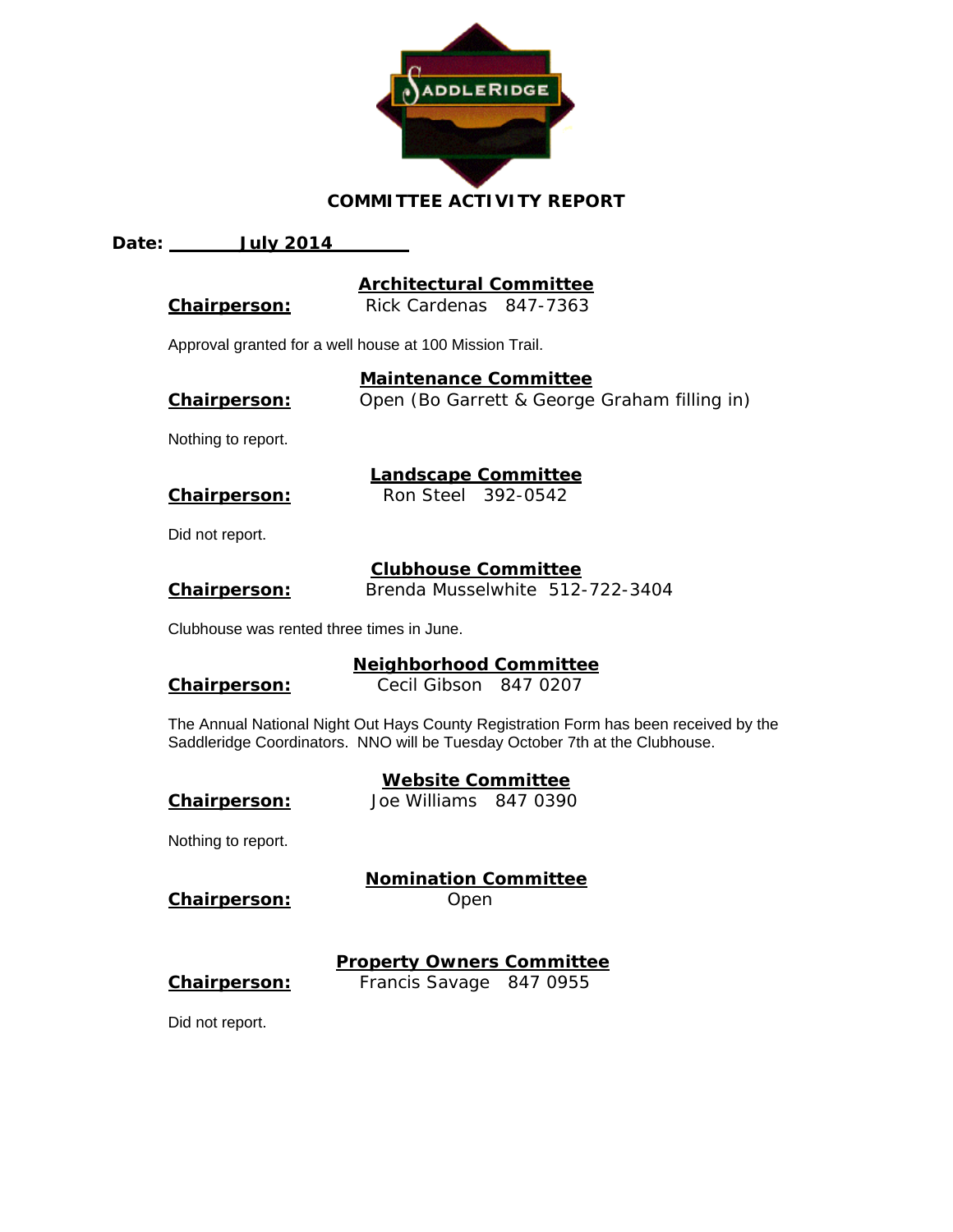# COMMITTEE ACTIVITY REPORT

**Date: July 2014**

## Architectural Committee

**Chairperson:** Rick Cardenas 847-7363

Approval granted for a well house at 100 Mission Trail.

## Maintenance Committee

**Chairperson:** Open (Bo Garrett & George Graham filling in)

Nothing to report.

## Landscape Committee

**Chairperson:** Ron Steel 392-0542

Did not report.

## Clubhouse Committee

**Chairperson:** Brenda Musselwhite 512-722-3404

Clubhouse was rented three times in June.

## Neighborhood Committee

**Chairperson:** Cecil Gibson 847 0207

The Annual National Night Out Hays County Registration Form has been received by the Saddleridge Coordinators. NNO will be Tuesday October 7th at the Clubhouse.

## Website Committee

**Chairperson:** Joe Williams 847 0390

Nothing to report.

## Nomination Committee

**Chairperson:** Open

## Property Owners Committee

**Chairperson:** Francis Savage 847 0955

Did not report.